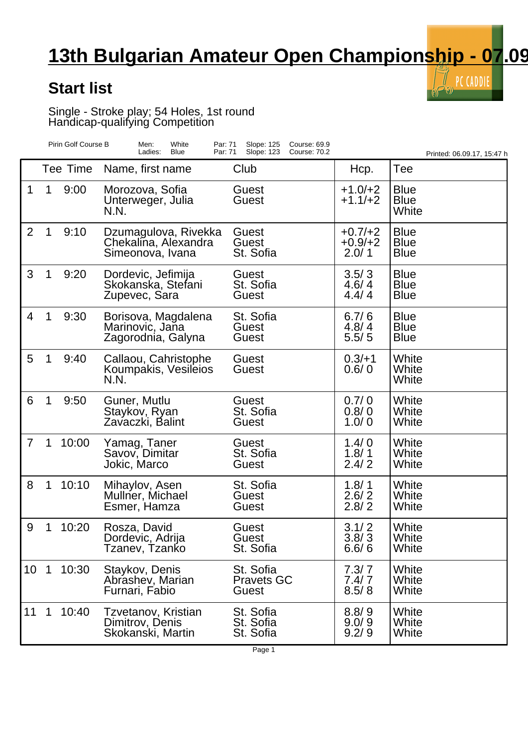# 13th Bulgarian Amateur Open Championship - 07.09

## Start list

Single - Stroke play; 54 Holes, 1st round
Handicap-qualifying Competition

| Pirin Golf Course B | Men: | White | Par: 71 | Slope: 125 | Course: 69.9 |
|---|---|---|---|---|---|
| | Ladies: | Blue | Par: 71 | Slope: 123 | Course: 70.2 |

Printed: 06.09.17, 15:47 h

| | Tee | Time | Name, first name | Club | Hcp. | Tee |
|---|---|---|---|---|---|---|
| 1 | 1 | 9:00 | Morozova, Sofia<br>Unterweger, Julia<br>N.N. | Guest<br>Guest | +1.0/+2<br>+1.1/+2 | Blue<br>Blue<br>White |
| 2 | 1 | 9:10 | Dzumagulova, Rivekka<br>Chekalina, Alexandra<br>Simeonova, Ivana | Guest<br>Guest<br>St. Sofia | +0.7/+2<br>+0.9/+2<br>2.0/ 1 | Blue<br>Blue<br>Blue |
| 3 | 1 | 9:20 | Dordevic, Jefimija<br>Skokanska, Stefani<br>Zupevec, Sara | Guest<br>St. Sofia<br>Guest | 3.5/ 3<br>4.6/ 4<br>4.4/ 4 | Blue<br>Blue<br>Blue |
| 4 | 1 | 9:30 | Borisova, Magdalena<br>Marinovic, Jana<br>Zagorodnia, Galyna | St. Sofia<br>Guest<br>Guest | 6.7/ 6<br>4.8/ 4<br>5.5/ 5 | Blue<br>Blue<br>Blue |
| 5 | 1 | 9:40 | Callaou, Cahristophe<br>Koumpakis, Vesileios<br>N.N. | Guest<br>Guest | 0.3/+1<br>0.6/ 0 | White<br>White<br>White |
| 6 | 1 | 9:50 | Guner, Mutlu<br>Staykov, Ryan<br>Zavaczki, Balint | Guest<br>St. Sofia<br>Guest | 0.7/ 0<br>0.8/ 0<br>1.0/ 0 | White<br>White<br>White |
| 7 | 1 | 10:00 | Yamag, Taner<br>Savov, Dimitar<br>Jokic, Marco | Guest<br>St. Sofia<br>Guest | 1.4/ 0<br>1.8/ 1<br>2.4/ 2 | White<br>White<br>White |
| 8 | 1 | 10:10 | Mihaylov, Asen<br>Mullner, Michael<br>Esmer, Hamza | St. Sofia<br>Guest<br>Guest | 1.8/ 1<br>2.6/ 2<br>2.8/ 2 | White<br>White<br>White |
| 9 | 1 | 10:20 | Rosza, David<br>Dordevic, Adrija<br>Tzanev, Tzanko | Guest<br>Guest<br>St. Sofia | 3.1/ 2<br>3.8/ 3<br>6.6/ 6 | White<br>White<br>White |
| 10 | 1 | 10:30 | Staykov, Denis<br>Abrashev, Marian<br>Furnari, Fabio | St. Sofia<br>Pravets GC<br>Guest | 7.3/ 7<br>7.4/ 7<br>8.5/ 8 | White<br>White<br>White |
| 11 | 1 | 10:40 | Tzvetanov, Kristian<br>Dimitrov, Denis<br>Skokanski, Martin | St. Sofia<br>St. Sofia<br>St. Sofia | 8.8/ 9<br>9.0/ 9<br>9.2/ 9 | White<br>White<br>White |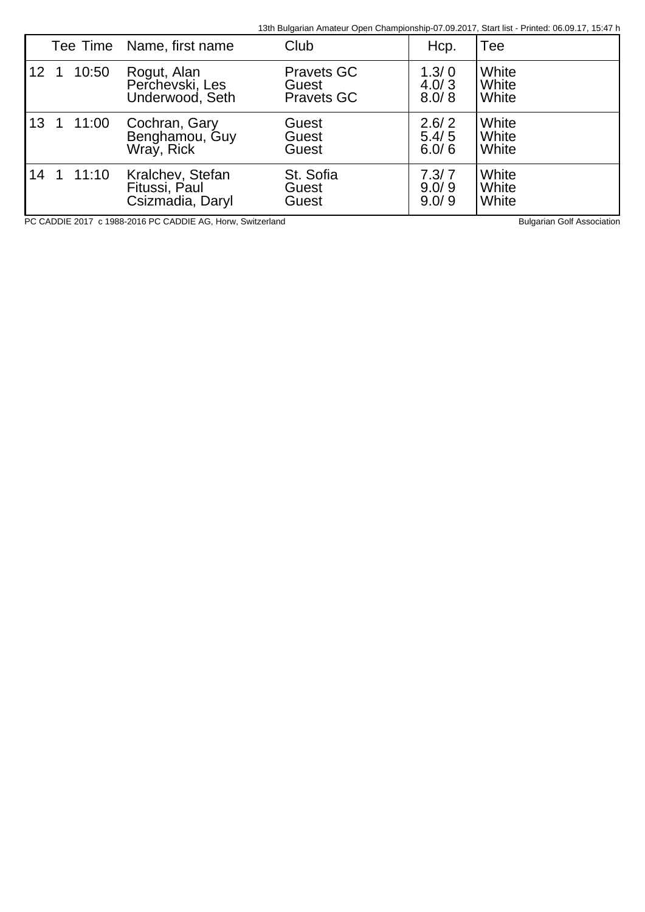| | Tee Time | Name, first name | Club | Hcp. | Tee |
|---|---|---|---|---|---|
| 12 | 1 10:50 | Rogut, Alan | Pravets GC | 1.3/ 0 | White |
| | | Perchevski, Les | Guest | 4.0/ 3 | White |
| | | Underwood, Seth | Pravets GC | 8.0/ 8 | White |
| 13 | 1 11:00 | Cochran, Gary | Guest | 2.6/ 2 | White |
| | | Benghamou, Guy | Guest | 5.4/ 5 | White |
| | | Wray, Rick | Guest | 6.0/ 6 | White |
| 14 | 1 11:10 | Kralchev, Stefan | St. Sofia | 7.3/ 7 | White |
| | | Fitussi, Paul | Guest | 9.0/ 9 | White |
| | | Csizmadia, Daryl | Guest | 9.0/ 9 | White |